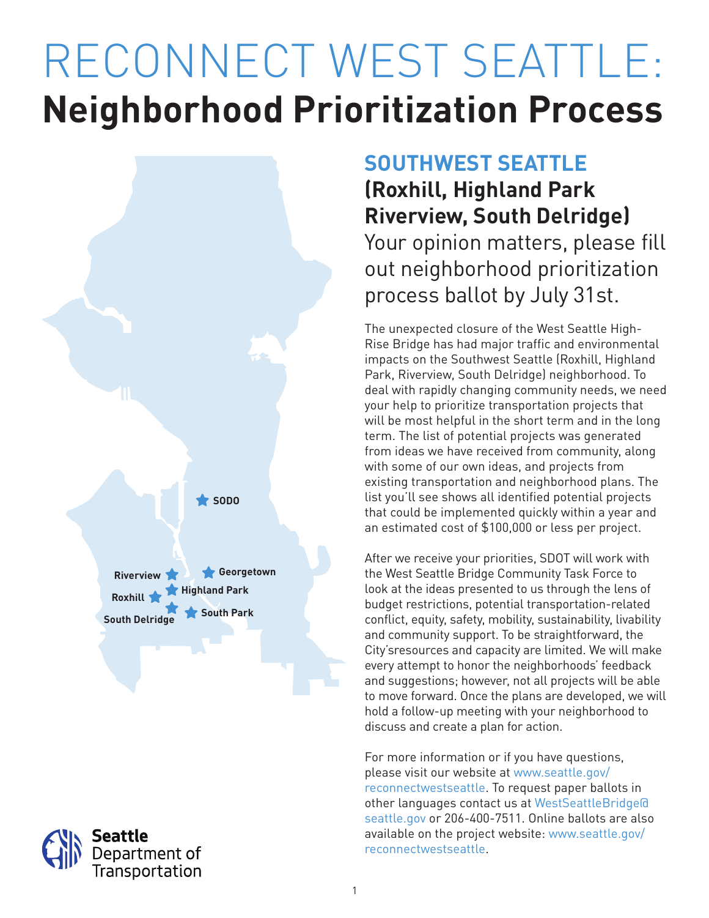# RECONNECT WEST SEATTLE:
# Neighborhood Prioritization Process

SODO

Riverview

Georgetown

Roxhill

Highland Park

South Delridge

South Park

Seattle Department of Transportation

## SOUTHWEST SEATTLE

### (Roxhill, Highland Park Riverview, South Delridge)

Your opinion matters, please fill out neighborhood prioritization process ballot by July 31st.

The unexpected closure of the West Seattle High-Rise Bridge has had major traffic and environmental impacts on the Southwest Seattle (Roxhill, Highland Park, Riverview, South Delridge) neighborhood. To deal with rapidly changing community needs, we need your help to prioritize transportation projects that will be most helpful in the short term and in the long term. The list of potential projects was generated from ideas we have received from community, along with some of our own ideas, and projects from existing transportation and neighborhood plans. The list you'll see shows all identified potential projects that could be implemented quickly within a year and an estimated cost of $100,000 or less per project.

After we receive your priorities, SDOT will work with the West Seattle Bridge Community Task Force to look at the ideas presented to us through the lens of budget restrictions, potential transportation-related conflict, equity, safety, mobility, sustainability, livability and community support. To be straightforward, the City'sresources and capacity are limited. We will make every attempt to honor the neighborhoods' feedback and suggestions; however, not all projects will be able to move forward. Once the plans are developed, we will hold a follow-up meeting with your neighborhood to discuss and create a plan for action.

For more information or if you have questions, please visit our website at www.seattle.gov/reconnectwestseattle. To request paper ballots in other languages contact us at WestSeattleBridge@seattle.gov or 206-400-7511. Online ballots are also available on the project website: www.seattle.gov/reconnectwestseattle.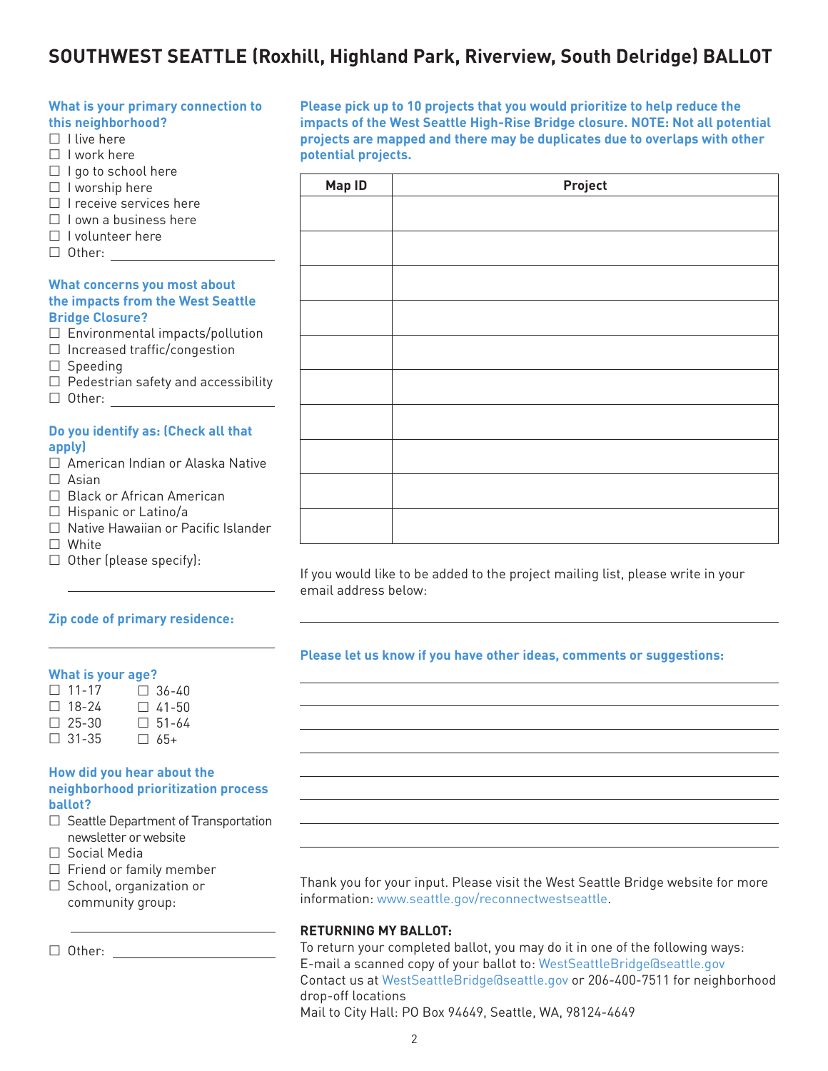# SOUTHWEST SEATTLE (Roxhill, Highland Park, Riverview, South Delridge) BALLOT

**What is your primary connection to this neighborhood?**

- ☐ I live here
- ☐ I work here
- ☐ I go to school here
- ☐ I worship here
- ☐ I receive services here
- ☐ I own a business here
- ☐ I volunteer here
- ☐ Other: ____________________

**What concerns you most about the impacts from the West Seattle Bridge Closure?**

- ☐ Environmental impacts/pollution
- ☐ Increased traffic/congestion
- ☐ Speeding
- ☐ Pedestrian safety and accessibility
- ☐ Other: ____________________

**Do you identify as: (Check all that apply)**

- ☐ American Indian or Alaska Native
- ☐ Asian
- ☐ Black or African American
- ☐ Hispanic or Latino/a
- ☐ Native Hawaiian or Pacific Islander
- ☐ White
- ☐ Other (please specify): ____________________

**Zip code of primary residence:**

____________________

**What is your age?**

- ☐ 11-17
- ☐ 18-24
- ☐ 25-30
- ☐ 31-35
- ☐ 36-40
- ☐ 41-50
- ☐ 51-64
- ☐ 65+

**How did you hear about the neighborhood prioritization process ballot?**

- ☐ Seattle Department of Transportation newsletter or website
- ☐ Social Media
- ☐ Friend or family member
- ☐ School, organization or community group: ____________________
- ☐ Other: ____________________

**Please pick up to 10 projects that you would prioritize to help reduce the impacts of the West Seattle High-Rise Bridge closure. NOTE: Not all potential projects are mapped and there may be duplicates due to overlaps with other potential projects.**

| Map ID | Project |
|---|---|
| | |
| | |
| | |
| | |
| | |
| | |
| | |
| | |
| | |
| | |

If you would like to be added to the project mailing list, please write in your email address below:

____________________

**Please let us know if you have other ideas, comments or suggestions:**

____________________

Thank you for your input. Please visit the West Seattle Bridge website for more information: www.seattle.gov/reconnectwestseattle.

**RETURNING MY BALLOT:**

To return your completed ballot, you may do it in one of the following ways:
E-mail a scanned copy of your ballot to: WestSeattleBridge@seattle.gov
Contact us at WestSeattleBridge@seattle.gov or 206-400-7511 for neighborhood drop-off locations
Mail to City Hall: PO Box 94649, Seattle, WA, 98124-4649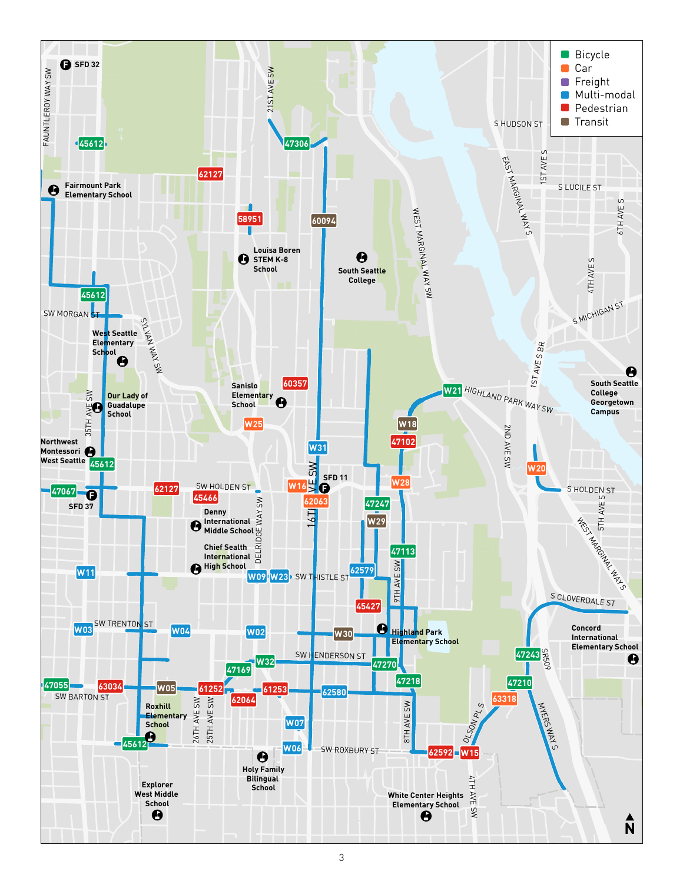- Bicycle
- Car
- Freight
- Multi-modal
- Pedestrian
- Transit

SFD 32

FAUNTLEROY WAY SW

21ST AVE SW

45612

47306

62127

Fairmount Park Elementary School

58951

60094

Louisa Boren STEM K-8 School

South Seattle College

WEST MARGINAL WAY SW

S HUDSON ST

EAST MARGINAL WAY S

1ST AVE S

S LUCILE ST

6TH AVE S

4TH AVE S

S MICHIGAN ST

45612

SW MORGAN ST

SYLVAN WAY SW

West Seattle Elementary School

Our Lady of Guadalupe School

35TH AVE SW

Sanislo Elementary School

60357

W25

W21

HIGHLAND PARK WAY SW

1ST AVE S BR

South Seattle College Georgetown Campus

W18

47102

2ND AVE SW

Northwest Montessori West Seattle

45612

W31

W20

47067

SFD 37

62127

SW HOLDEN ST

45466

W16

SFD 11

62063

W28

S HOLDEN ST

16TH AVE SW

47247

5TH AVE S

Denny International Middle School

W29

WEST MARGINAL WAY S

Chief Sealth International High School

DELRIDGE WAY SW

47113

W11

W09

W23

SW THISTLE ST

62579

9TH AVE SW

45427

S CLOVERDALE ST

W03

SW TRENTON ST

W04

W02

W30

Highland Park Elementary School

Concord International Elementary School

SW HENDERSON ST

W32

47169

47270

47243

SR509

47055

63034

W05

61252

61253

62580

47218

47210

SW BARTON ST

62064

63318

Roxhill Elementary School

26TH AVE SW

25TH AVE SW

W07

8TH AVE SW

OLSON PL S

MYERS WAY S

45612

W06

SW ROXBURY ST

62592

W15

Holy Family Bilingual School

Explorer West Middle School

White Center Heights Elementary School

4TH AVE SW

N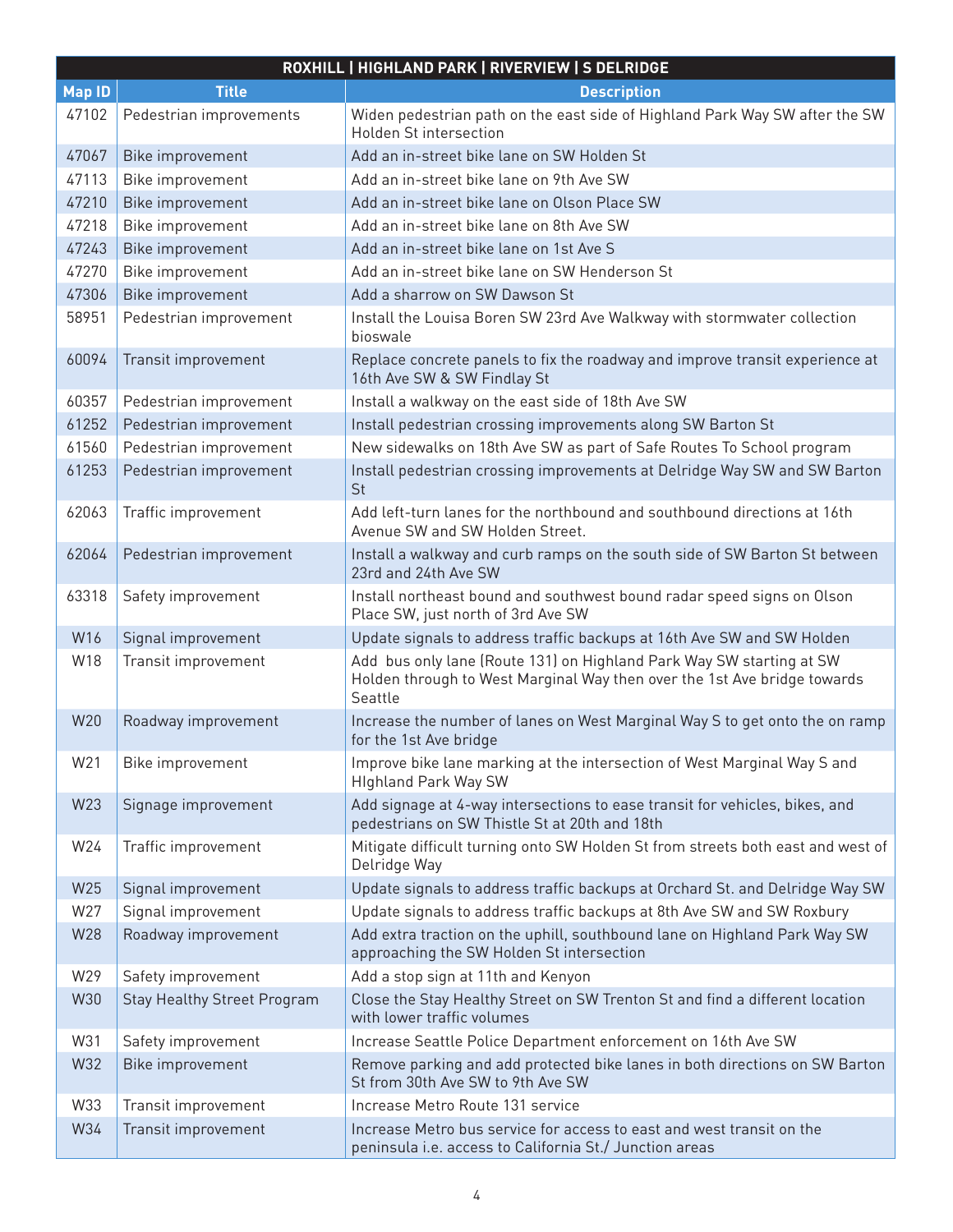| ROXHILL \| HIGHLAND PARK \| RIVERVIEW \| S DELRIDGE | | |
|---|---|---|
| **Map ID** | **Title** | **Description** |
| 47102 | Pedestrian improvements | Widen pedestrian path on the east side of Highland Park Way SW after the SW Holden St intersection |
| 47067 | Bike improvement | Add an in-street bike lane on SW Holden St |
| 47113 | Bike improvement | Add an in-street bike lane on 9th Ave SW |
| 47210 | Bike improvement | Add an in-street bike lane on Olson Place SW |
| 47218 | Bike improvement | Add an in-street bike lane on 8th Ave SW |
| 47243 | Bike improvement | Add an in-street bike lane on 1st Ave S |
| 47270 | Bike improvement | Add an in-street bike lane on SW Henderson St |
| 47306 | Bike improvement | Add a sharrow on SW Dawson St |
| 58951 | Pedestrian improvement | Install the Louisa Boren SW 23rd Ave Walkway with stormwater collection bioswale |
| 60094 | Transit improvement | Replace concrete panels to fix the roadway and improve transit experience at 16th Ave SW & SW Findlay St |
| 60357 | Pedestrian improvement | Install a walkway on the east side of 18th Ave SW |
| 61252 | Pedestrian improvement | Install pedestrian crossing improvements along SW Barton St |
| 61560 | Pedestrian improvement | New sidewalks on 18th Ave SW as part of Safe Routes To School program |
| 61253 | Pedestrian improvement | Install pedestrian crossing improvements at Delridge Way SW and SW Barton St |
| 62063 | Traffic improvement | Add left-turn lanes for the northbound and southbound directions at 16th Avenue SW and SW Holden Street. |
| 62064 | Pedestrian improvement | Install a walkway and curb ramps on the south side of SW Barton St between 23rd and 24th Ave SW |
| 63318 | Safety improvement | Install northeast bound and southwest bound radar speed signs on Olson Place SW, just north of 3rd Ave SW |
| W16 | Signal improvement | Update signals to address traffic backups at 16th Ave SW and SW Holden |
| W18 | Transit improvement | Add  bus only lane (Route 131) on Highland Park Way SW starting at SW Holden through to West Marginal Way then over the 1st Ave bridge towards Seattle |
| W20 | Roadway improvement | Increase the number of lanes on West Marginal Way S to get onto the on ramp for the 1st Ave bridge |
| W21 | Bike improvement | Improve bike lane marking at the intersection of West Marginal Way S and HIghland Park Way SW |
| W23 | Signage improvement | Add signage at 4-way intersections to ease transit for vehicles, bikes, and pedestrians on SW Thistle St at 20th and 18th |
| W24 | Traffic improvement | Mitigate difficult turning onto SW Holden St from streets both east and west of Delridge Way |
| W25 | Signal improvement | Update signals to address traffic backups at Orchard St. and Delridge Way SW |
| W27 | Signal improvement | Update signals to address traffic backups at 8th Ave SW and SW Roxbury |
| W28 | Roadway improvement | Add extra traction on the uphill, southbound lane on Highland Park Way SW approaching the SW Holden St intersection |
| W29 | Safety improvement | Add a stop sign at 11th and Kenyon |
| W30 | Stay Healthy Street Program | Close the Stay Healthy Street on SW Trenton St and find a different location with lower traffic volumes |
| W31 | Safety improvement | Increase Seattle Police Department enforcement on 16th Ave SW |
| W32 | Bike improvement | Remove parking and add protected bike lanes in both directions on SW Barton St from 30th Ave SW to 9th Ave SW |
| W33 | Transit improvement | Increase Metro Route 131 service |
| W34 | Transit improvement | Increase Metro bus service for access to east and west transit on the peninsula i.e. access to California St./ Junction areas |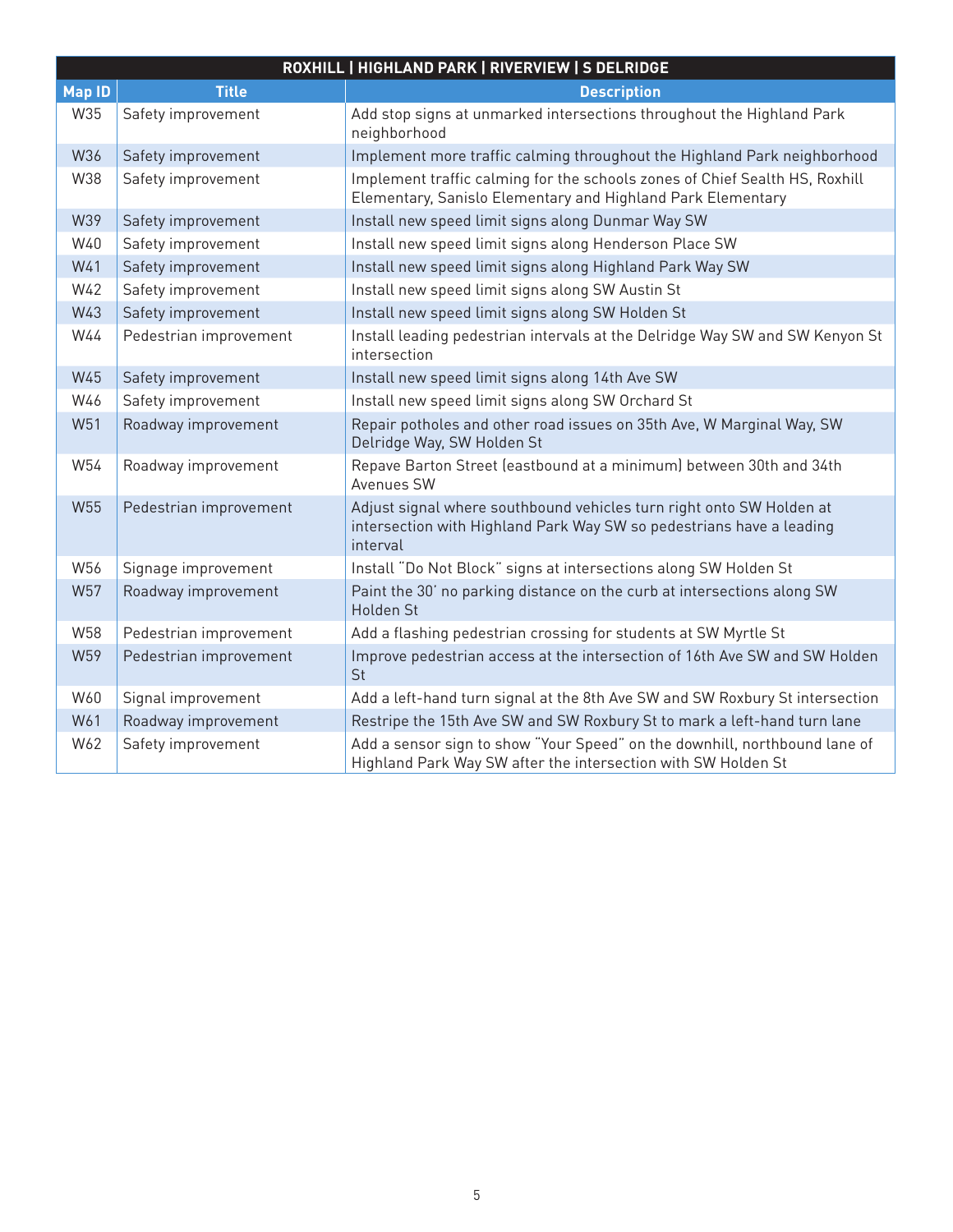| ROXHILL \| HIGHLAND PARK \| RIVERVIEW \| S DELRIDGE | | |
|---|---|---|
| **Map ID** | **Title** | **Description** |
| W35 | Safety improvement | Add stop signs at unmarked intersections throughout the Highland Park neighborhood |
| W36 | Safety improvement | Implement more traffic calming throughout the Highland Park neighborhood |
| W38 | Safety improvement | Implement traffic calming for the schools zones of Chief Sealth HS, Roxhill Elementary, Sanislo Elementary and Highland Park Elementary |
| W39 | Safety improvement | Install new speed limit signs along Dunmar Way SW |
| W40 | Safety improvement | Install new speed limit signs along Henderson Place SW |
| W41 | Safety improvement | Install new speed limit signs along Highland Park Way SW |
| W42 | Safety improvement | Install new speed limit signs along SW Austin St |
| W43 | Safety improvement | Install new speed limit signs along SW Holden St |
| W44 | Pedestrian improvement | Install leading pedestrian intervals at the Delridge Way SW and SW Kenyon St intersection |
| W45 | Safety improvement | Install new speed limit signs along 14th Ave SW |
| W46 | Safety improvement | Install new speed limit signs along SW Orchard St |
| W51 | Roadway improvement | Repair potholes and other road issues on 35th Ave, W Marginal Way, SW Delridge Way, SW Holden St |
| W54 | Roadway improvement | Repave Barton Street (eastbound at a minimum) between 30th and 34th Avenues SW |
| W55 | Pedestrian improvement | Adjust signal where southbound vehicles turn right onto SW Holden at intersection with Highland Park Way SW so pedestrians have a leading interval |
| W56 | Signage improvement | Install "Do Not Block" signs at intersections along SW Holden St |
| W57 | Roadway improvement | Paint the 30' no parking distance on the curb at intersections along SW Holden St |
| W58 | Pedestrian improvement | Add a flashing pedestrian crossing for students at SW Myrtle St |
| W59 | Pedestrian improvement | Improve pedestrian access at the intersection of 16th Ave SW and SW Holden St |
| W60 | Signal improvement | Add a left-hand turn signal at the 8th Ave SW and SW Roxbury St intersection |
| W61 | Roadway improvement | Restripe the 15th Ave SW and SW Roxbury St to mark a left-hand turn lane |
| W62 | Safety improvement | Add a sensor sign to show "Your Speed" on the downhill, northbound lane of Highland Park Way SW after the intersection with SW Holden St |